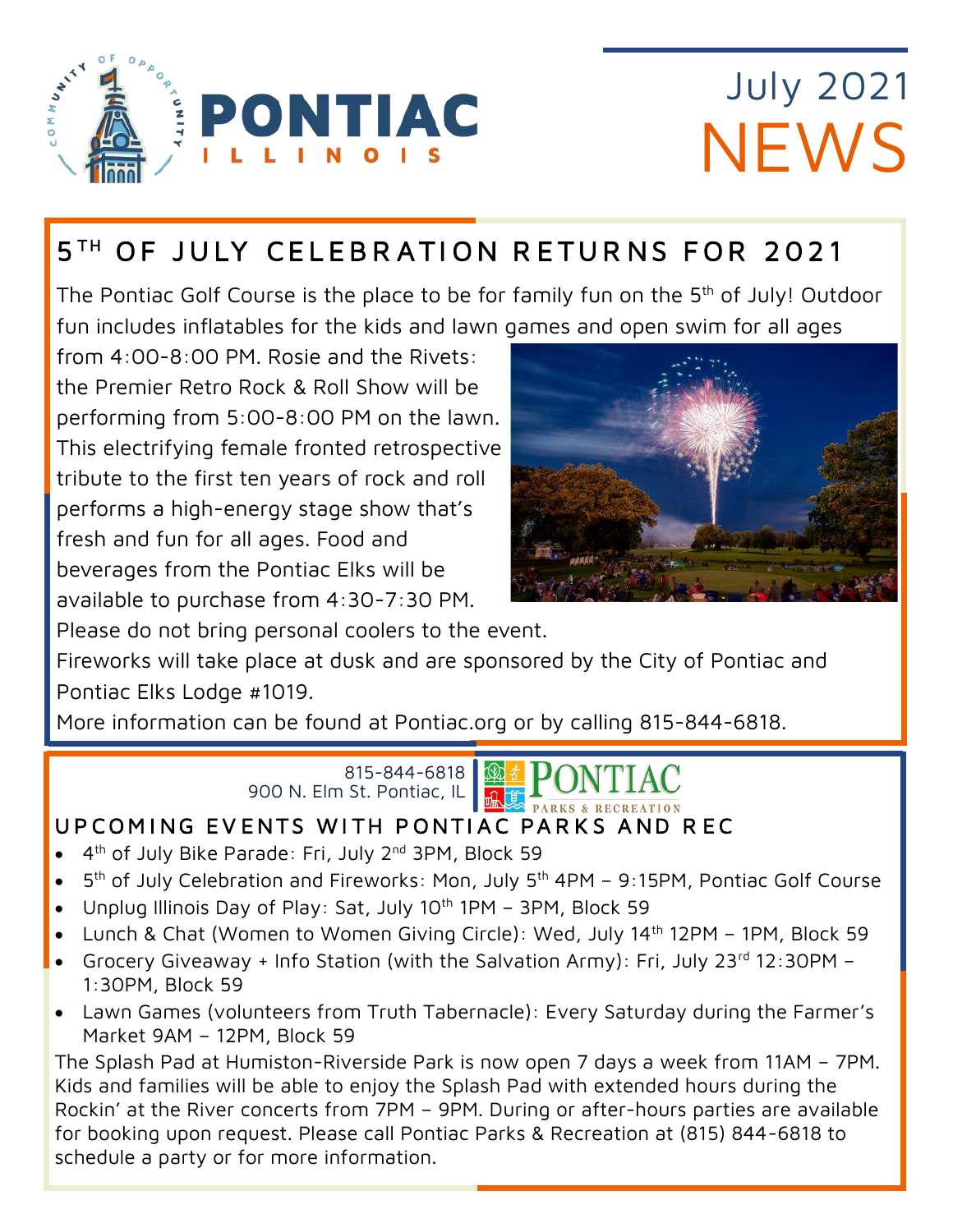# PONTIAC ILLINOIS

COMMUNITY OF OPPORTUNITY

July 2021 NEWS

## 5TH OF JULY CELEBRATION RETURNS FOR 2021

The Pontiac Golf Course is the place to be for family fun on the 5th of July! Outdoor fun includes inflatables for the kids and lawn games and open swim for all ages from 4:00-8:00 PM. Rosie and the Rivets: the Premier Retro Rock & Roll Show will be performing from 5:00-8:00 PM on the lawn. This electrifying female fronted retrospective tribute to the first ten years of rock and roll performs a high-energy stage show that's fresh and fun for all ages. Food and beverages from the Pontiac Elks will be available to purchase from 4:30-7:30 PM. Please do not bring personal coolers to the event.

Fireworks will take place at dusk and are sponsored by the City of Pontiac and Pontiac Elks Lodge #1019.

More information can be found at Pontiac.org or by calling 815-844-6818.

815-844-6818
900 N. Elm St. Pontiac, IL

PONTIAC PARKS & RECREATION

## UPCOMING EVENTS WITH PONTIAC PARKS AND REC

- 4th of July Bike Parade: Fri, July 2nd 3PM, Block 59
- 5th of July Celebration and Fireworks: Mon, July 5th 4PM – 9:15PM, Pontiac Golf Course
- Unplug Illinois Day of Play: Sat, July 10th 1PM – 3PM, Block 59
- Lunch & Chat (Women to Women Giving Circle): Wed, July 14th 12PM – 1PM, Block 59
- Grocery Giveaway + Info Station (with the Salvation Army): Fri, July 23rd 12:30PM – 1:30PM, Block 59
- Lawn Games (volunteers from Truth Tabernacle): Every Saturday during the Farmer's Market 9AM – 12PM, Block 59

The Splash Pad at Humiston-Riverside Park is now open 7 days a week from 11AM – 7PM. Kids and families will be able to enjoy the Splash Pad with extended hours during the Rockin' at the River concerts from 7PM – 9PM. During or after-hours parties are available for booking upon request. Please call Pontiac Parks & Recreation at (815) 844-6818 to schedule a party or for more information.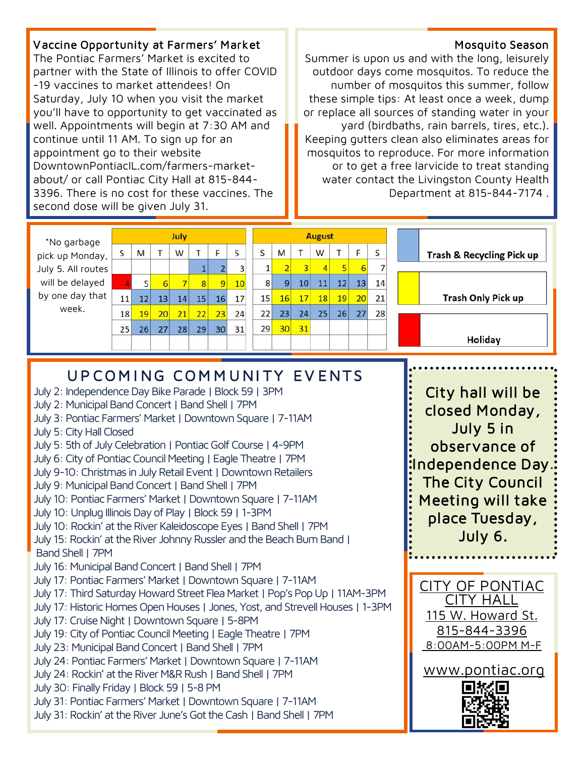### Vaccine Opportunity at Farmers' Market

The Pontiac Farmers' Market is excited to partner with the State of Illinois to offer COVID-19 vaccines to market attendees! On Saturday, July 10 when you visit the market you'll have to opportunity to get vaccinated as well. Appointments will begin at 7:30 AM and continue until 11 AM. To sign up for an appointment go to their website DowntownPontiacIL.com/farmers-market-about/ or call Pontiac City Hall at 815-844-3396. There is no cost for these vaccines. The second dose will be given July 31.

### Mosquito Season

Summer is upon us and with the long, leisurely outdoor days come mosquitos. To reduce the number of mosquitos this summer, follow these simple tips: At least once a week, dump or replace all sources of standing water in your yard (birdbaths, rain barrels, tires, etc.). Keeping gutters clean also eliminates areas for mosquitos to reproduce. For more information or to get a free larvicide to treat standing water contact the Livingston County Health Department at 815-844-7174 .

*No garbage pick up Monday, July 5. All routes will be delayed by one day that week.

**July**

| S | M | T | W | T | F | S |
|---|---|---|---|---|---|---|
| | | | | 1 | 2 | 3 |
| 4 | 5 | 6 | 7 | 8 | 9 | 10 |
| 11 | 12 | 13 | 14 | 15 | 16 | 17 |
| 18 | 19 | 20 | 21 | 22 | 23 | 24 |
| 25 | 26 | 27 | 28 | 29 | 30 | 31 |

**August**

| S | M | T | W | T | F | S |
|---|---|---|---|---|---|---|
| 1 | 2 | 3 | 4 | 5 | 6 | 7 |
| 8 | 9 | 10 | 11 | 12 | 13 | 14 |
| 15 | 16 | 17 | 18 | 19 | 20 | 21 |
| 22 | 23 | 24 | 25 | 26 | 27 | 28 |
| 29 | 30 | 31 | | | | |

Trash & Recycling Pick up

Trash Only Pick up

Holiday

## UPCOMING COMMUNITY EVENTS

July 2: Independence Day Bike Parade | Block 59 | 3PM
July 2: Municipal Band Concert | Band Shell | 7PM
July 3: Pontiac Farmers' Market | Downtown Square | 7-11AM
July 5: City Hall Closed
July 5: 5th of July Celebration | Pontiac Golf Course | 4-9PM
July 6: City of Pontiac Council Meeting | Eagle Theatre | 7PM
July 9-10: Christmas in July Retail Event | Downtown Retailers
July 9: Municipal Band Concert | Band Shell | 7PM
July 10: Pontiac Farmers' Market | Downtown Square | 7-11AM
July 10: Unplug Illinois Day of Play | Block 59 | 1-3PM
July 10: Rockin' at the River Kaleidoscope Eyes | Band Shell | 7PM
July 15: Rockin' at the River Johnny Russler and the Beach Bum Band | Band Shell | 7PM
July 16: Municipal Band Concert | Band Shell | 7PM
July 17: Pontiac Farmers' Market | Downtown Square | 7-11AM
July 17: Third Saturday Howard Street Flea Market | Pop's Pop Up | 11AM-3PM
July 17: Historic Homes Open Houses | Jones, Yost, and Strevell Houses | 1-3PM
July 17: Cruise Night | Downtown Square | 5-8PM
July 19: City of Pontiac Council Meeting | Eagle Theatre | 7PM
July 23: Municipal Band Concert | Band Shell | 7PM
July 24: Pontiac Farmers' Market | Downtown Square | 7-11AM
July 24: Rockin' at the River M&R Rush | Band Shell | 7PM
July 30: Finally Friday | Block 59 | 5-8 PM
July 31: Pontiac Farmers' Market | Downtown Square | 7-11AM
July 31: Rockin' at the River June's Got the Cash | Band Shell | 7PM

City hall will be closed Monday, July 5 in observance of Independence Day. The City Council Meeting will take place Tuesday, July 6.

CITY OF PONTIAC CITY HALL
115 W. Howard St.
815-844-3396
8:00AM-5:00PM M-F

www.pontiac.org